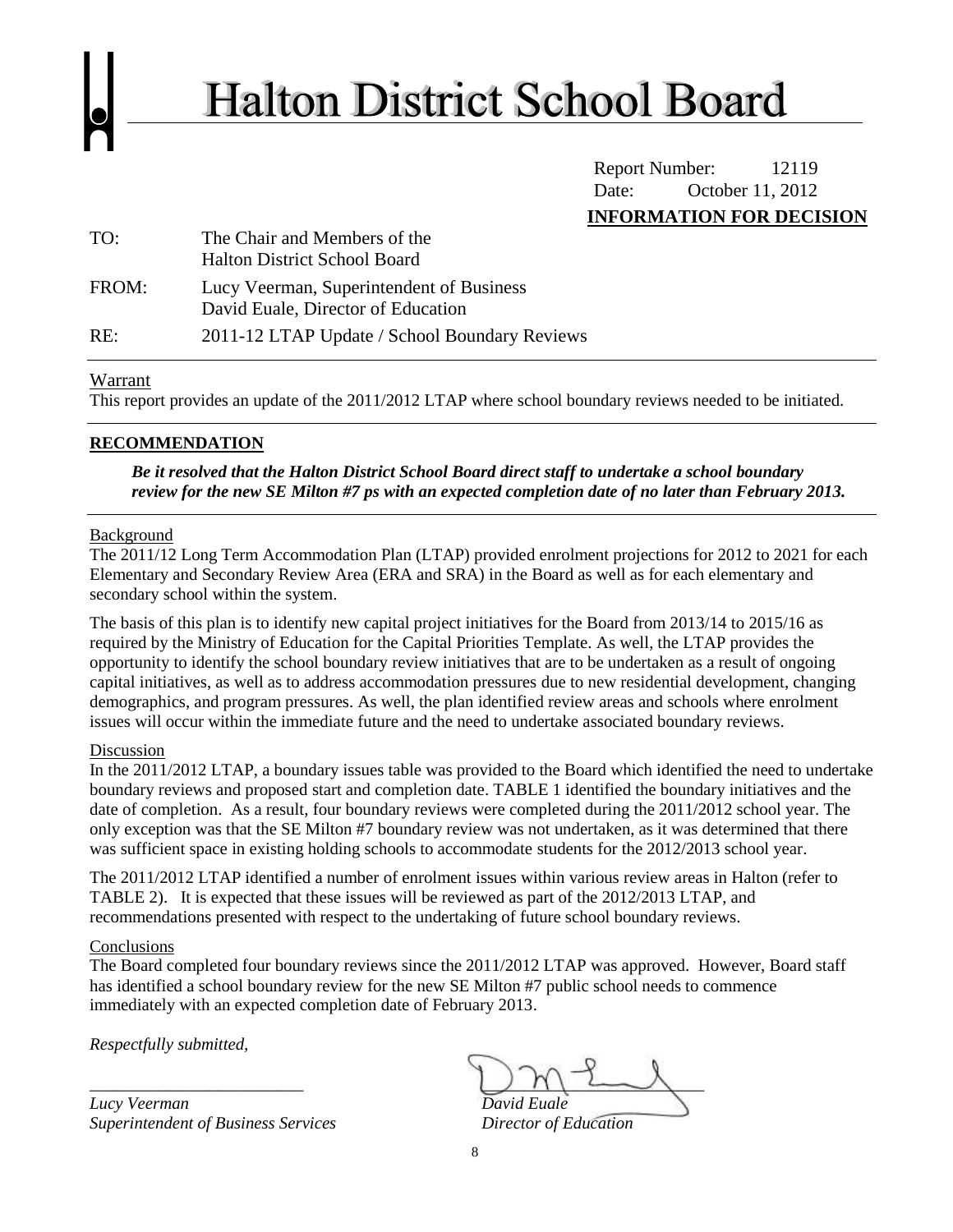# Halton District School Board

Report Number: 12119
Date: October 11, 2012

**INFORMATION FOR DECISION**

TO: The Chair and Members of the Halton District School Board

FROM: Lucy Veerman, Superintendent of Business
David Euale, Director of Education

RE: 2011-12 LTAP Update / School Boundary Reviews

---

Warrant

This report provides an update of the 2011/2012 LTAP where school boundary reviews needed to be initiated.

---

**RECOMMENDATION**

***Be it resolved that the Halton District School Board direct staff to undertake a school boundary review for the new SE Milton #7 ps with an expected completion date of no later than February 2013.***

---

Background

The 2011/12 Long Term Accommodation Plan (LTAP) provided enrolment projections for 2012 to 2021 for each Elementary and Secondary Review Area (ERA and SRA) in the Board as well as for each elementary and secondary school within the system.

The basis of this plan is to identify new capital project initiatives for the Board from 2013/14 to 2015/16 as required by the Ministry of Education for the Capital Priorities Template. As well, the LTAP provides the opportunity to identify the school boundary review initiatives that are to be undertaken as a result of ongoing capital initiatives, as well as to address accommodation pressures due to new residential development, changing demographics, and program pressures. As well, the plan identified review areas and schools where enrolment issues will occur within the immediate future and the need to undertake associated boundary reviews.

Discussion

In the 2011/2012 LTAP, a boundary issues table was provided to the Board which identified the need to undertake boundary reviews and proposed start and completion date. TABLE 1 identified the boundary initiatives and the date of completion. As a result, four boundary reviews were completed during the 2011/2012 school year. The only exception was that the SE Milton #7 boundary review was not undertaken, as it was determined that there was sufficient space in existing holding schools to accommodate students for the 2012/2013 school year.

The 2011/2012 LTAP identified a number of enrolment issues within various review areas in Halton (refer to TABLE 2). It is expected that these issues will be reviewed as part of the 2012/2013 LTAP, and recommendations presented with respect to the undertaking of future school boundary reviews.

Conclusions

The Board completed four boundary reviews since the 2011/2012 LTAP was approved. However, Board staff has identified a school boundary review for the new SE Milton #7 public school needs to commence immediately with an expected completion date of February 2013.

*Respectfully submitted,*

*Lucy Veerman*
*Superintendent of Business Services*

*David Euale*
*Director of Education*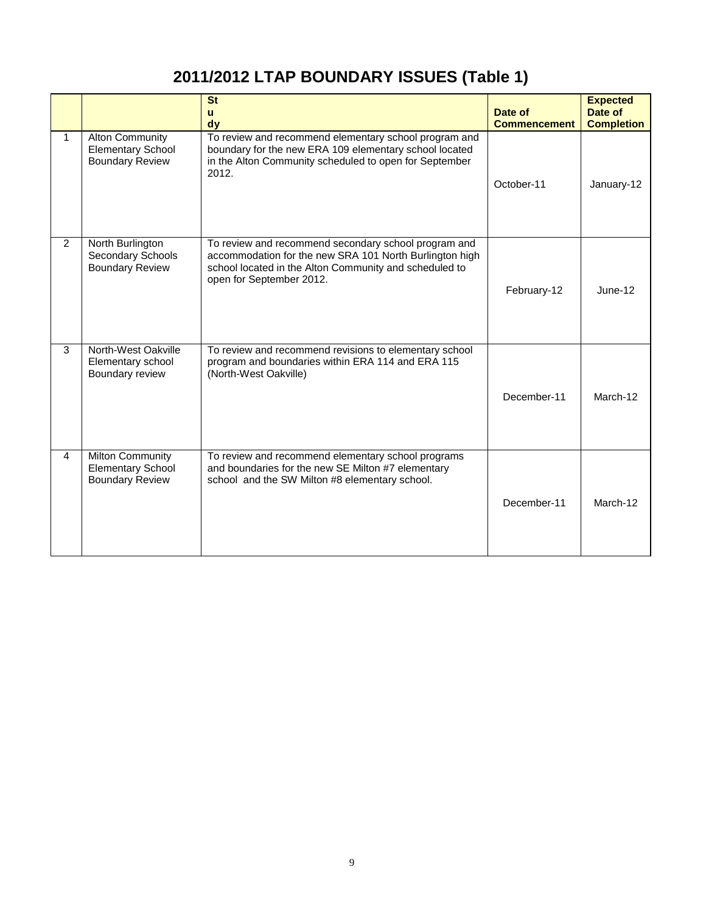# 2011/2012 LTAP BOUNDARY ISSUES (Table 1)

| | | Study | Date of Commencement | Expected Date of Completion |
|---|---|---|---|---|
| 1 | Alton Community Elementary School Boundary Review | To review and recommend elementary school program and boundary for the new ERA 109 elementary school located in the Alton Community scheduled to open for September 2012. | October-11 | January-12 |
| 2 | North Burlington Secondary Schools Boundary Review | To review and recommend secondary school program and accommodation for the new SRA 101 North Burlington high school located in the Alton Community and scheduled to open for September 2012. | February-12 | June-12 |
| 3 | North-West Oakville Elementary school Boundary review | To review and recommend revisions to elementary school program and boundaries within ERA 114 and ERA 115 (North-West Oakville) | December-11 | March-12 |
| 4 | Milton Community Elementary School Boundary Review | To review and recommend elementary school programs and boundaries for the new SE Milton #7 elementary school and the SW Milton #8 elementary school. | December-11 | March-12 |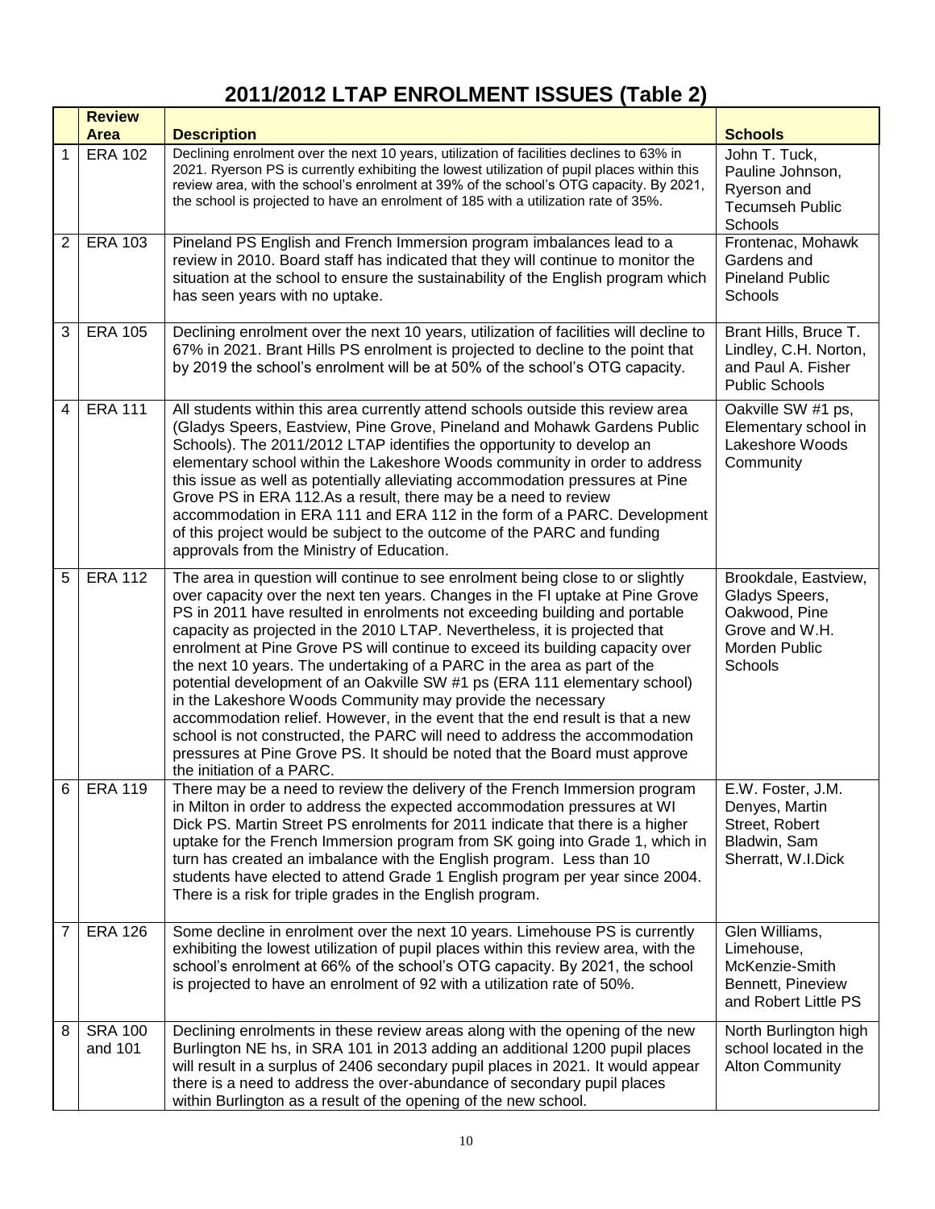# 2011/2012 LTAP ENROLMENT ISSUES (Table 2)

| | Review Area | Description | Schools |
|---|---|---|---|
| 1 | ERA 102 | Declining enrolment over the next 10 years, utilization of facilities declines to 63% in 2021. Ryerson PS is currently exhibiting the lowest utilization of pupil places within this review area, with the school's enrolment at 39% of the school's OTG capacity. By 2021, the school is projected to have an enrolment of 185 with a utilization rate of 35%. | John T. Tuck, Pauline Johnson, Ryerson and Tecumseh Public Schools |
| 2 | ERA 103 | Pineland PS English and French Immersion program imbalances lead to a review in 2010. Board staff has indicated that they will continue to monitor the situation at the school to ensure the sustainability of the English program which has seen years with no uptake. | Frontenac, Mohawk Gardens and Pineland Public Schools |
| 3 | ERA 105 | Declining enrolment over the next 10 years, utilization of facilities will decline to 67% in 2021. Brant Hills PS enrolment is projected to decline to the point that by 2019 the school's enrolment will be at 50% of the school's OTG capacity. | Brant Hills, Bruce T. Lindley, C.H. Norton, and Paul A. Fisher Public Schools |
| 4 | ERA 111 | All students within this area currently attend schools outside this review area (Gladys Speers, Eastview, Pine Grove, Pineland and Mohawk Gardens Public Schools). The 2011/2012 LTAP identifies the opportunity to develop an elementary school within the Lakeshore Woods community in order to address this issue as well as potentially alleviating accommodation pressures at Pine Grove PS in ERA 112.As a result, there may be a need to review accommodation in ERA 111 and ERA 112 in the form of a PARC. Development of this project would be subject to the outcome of the PARC and funding approvals from the Ministry of Education. | Oakville SW #1 ps, Elementary school in Lakeshore Woods Community |
| 5 | ERA 112 | The area in question will continue to see enrolment being close to or slightly over capacity over the next ten years. Changes in the FI uptake at Pine Grove PS in 2011 have resulted in enrolments not exceeding building and portable capacity as projected in the 2010 LTAP. Nevertheless, it is projected that enrolment at Pine Grove PS will continue to exceed its building capacity over the next 10 years. The undertaking of a PARC in the area as part of the potential development of an Oakville SW #1 ps (ERA 111 elementary school) in the Lakeshore Woods Community may provide the necessary accommodation relief. However, in the event that the end result is that a new school is not constructed, the PARC will need to address the accommodation pressures at Pine Grove PS. It should be noted that the Board must approve the initiation of a PARC. | Brookdale, Eastview, Gladys Speers, Oakwood, Pine Grove and W.H. Morden Public Schools |
| 6 | ERA 119 | There may be a need to review the delivery of the French Immersion program in Milton in order to address the expected accommodation pressures at WI Dick PS. Martin Street PS enrolments for 2011 indicate that there is a higher uptake for the French Immersion program from SK going into Grade 1, which in turn has created an imbalance with the English program. Less than 10 students have elected to attend Grade 1 English program per year since 2004. There is a risk for triple grades in the English program. | E.W. Foster, J.M. Denyes, Martin Street, Robert Bladwin, Sam Sherratt, W.I.Dick |
| 7 | ERA 126 | Some decline in enrolment over the next 10 years. Limehouse PS is currently exhibiting the lowest utilization of pupil places within this review area, with the school's enrolment at 66% of the school's OTG capacity. By 2021, the school is projected to have an enrolment of 92 with a utilization rate of 50%. | Glen Williams, Limehouse, McKenzie-Smith Bennett, Pineview and Robert Little PS |
| 8 | SRA 100 and 101 | Declining enrolments in these review areas along with the opening of the new Burlington NE hs, in SRA 101 in 2013 adding an additional 1200 pupil places will result in a surplus of 2406 secondary pupil places in 2021. It would appear there is a need to address the over-abundance of secondary pupil places within Burlington as a result of the opening of the new school. | North Burlington high school located in the Alton Community |